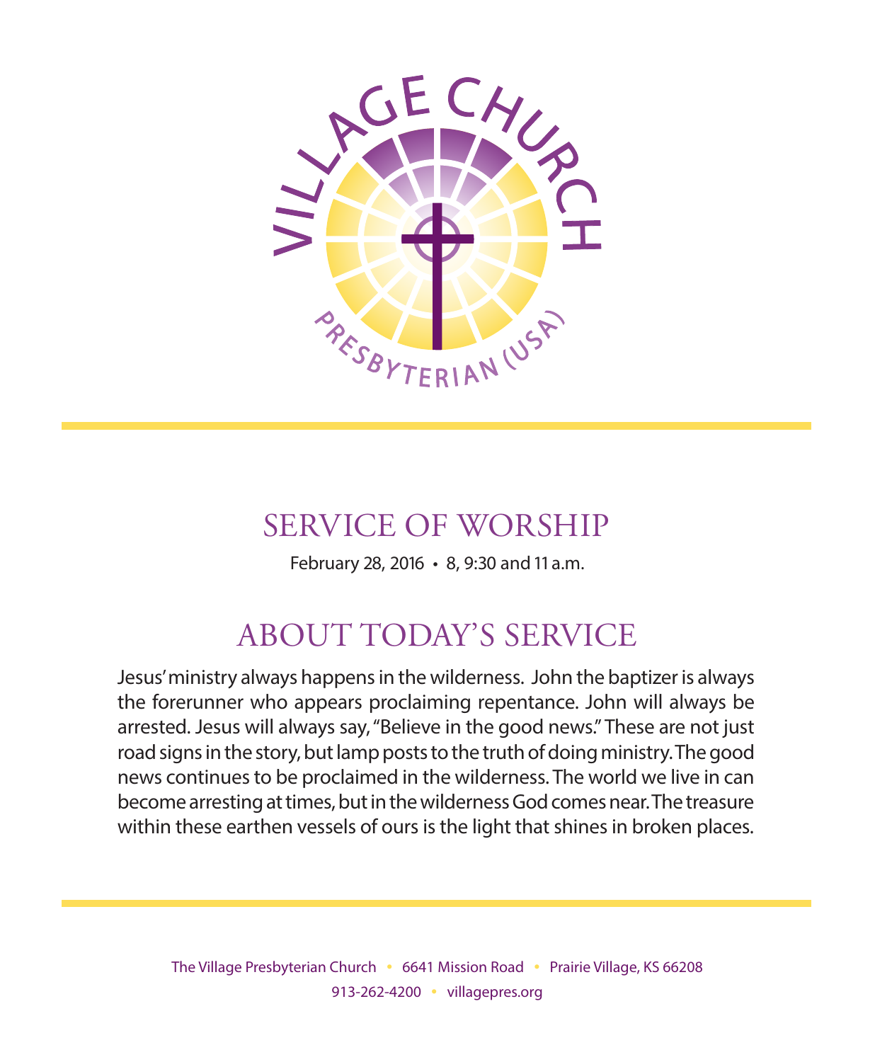VILLAGE CHURCH

PRESBYTERIAN (USA)

# SERVICE OF WORSHIP

February 28, 2016 • 8, 9:30 and 11 a.m.

## ABOUT TODAY'S SERVICE

Jesus' ministry always happens in the wilderness. John the baptizer is always the forerunner who appears proclaiming repentance. John will always be arrested. Jesus will always say, "Believe in the good news." These are not just road signs in the story, but lamp posts to the truth of doing ministry. The good news continues to be proclaimed in the wilderness. The world we live in can become arresting at times, but in the wilderness God comes near. The treasure within these earthen vessels of ours is the light that shines in broken places.

The Village Presbyterian Church • 6641 Mission Road • Prairie Village, KS 66208
913-262-4200 • villagepres.org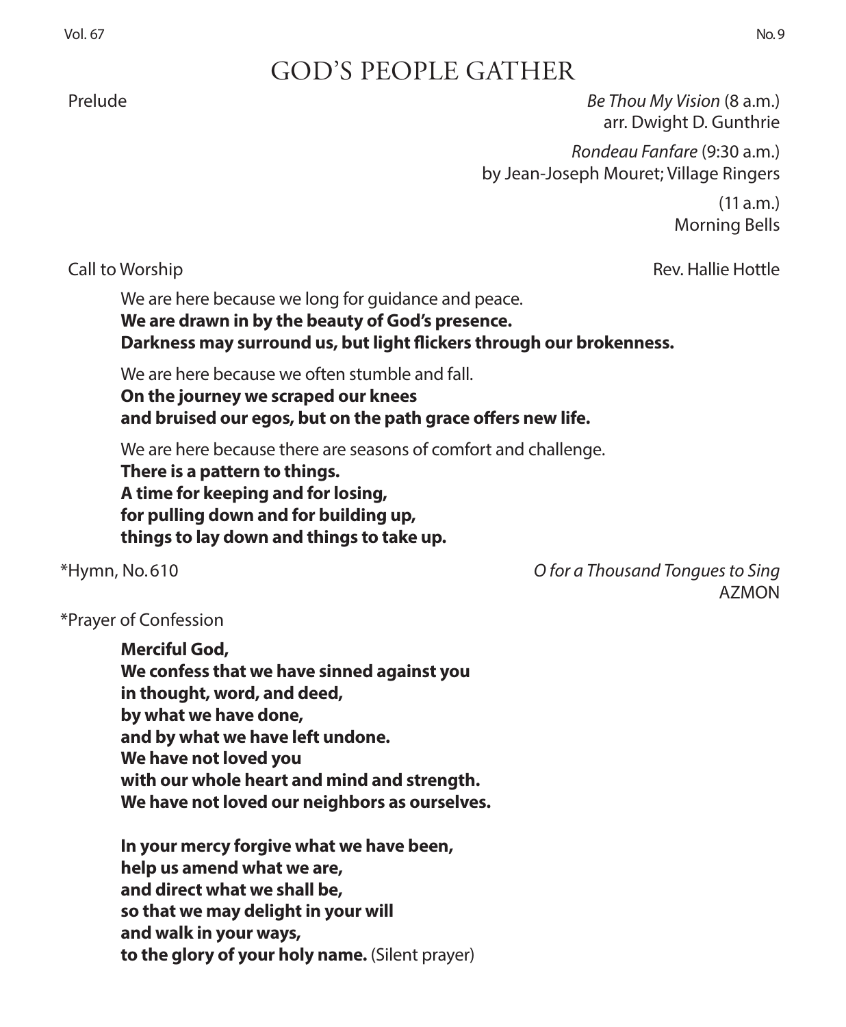# GOD'S PEOPLE GATHER

Prelude — *Be Thou My Vision* (8 a.m.)
arr. Dwight D. Gunthrie

*Rondeau Fanfare* (9:30 a.m.)
by Jean-Joseph Mouret; Village Ringers

(11 a.m.)
Morning Bells

Call to Worship — Rev. Hallie Hottle

We are here because we long for guidance and peace.
**We are drawn in by the beauty of God's presence.**
**Darkness may surround us, but light flickers through our brokenness.**

We are here because we often stumble and fall.
**On the journey we scraped our knees**
**and bruised our egos, but on the path grace offers new life.**

We are here because there are seasons of comfort and challenge.
**There is a pattern to things.**
**A time for keeping and for losing,**
**for pulling down and for building up,**
**things to lay down and things to take up.**

*Hymn, No. 610 — *O for a Thousand Tongues to Sing*
AZMON

*Prayer of Confession

**Merciful God,**
**We confess that we have sinned against you**
**in thought, word, and deed,**
**by what we have done,**
**and by what we have left undone.**
**We have not loved you**
**with our whole heart and mind and strength.**
**We have not loved our neighbors as ourselves.**

**In your mercy forgive what we have been,**
**help us amend what we are,**
**and direct what we shall be,**
**so that we may delight in your will**
**and walk in your ways,**
**to the glory of your holy name.** (Silent prayer)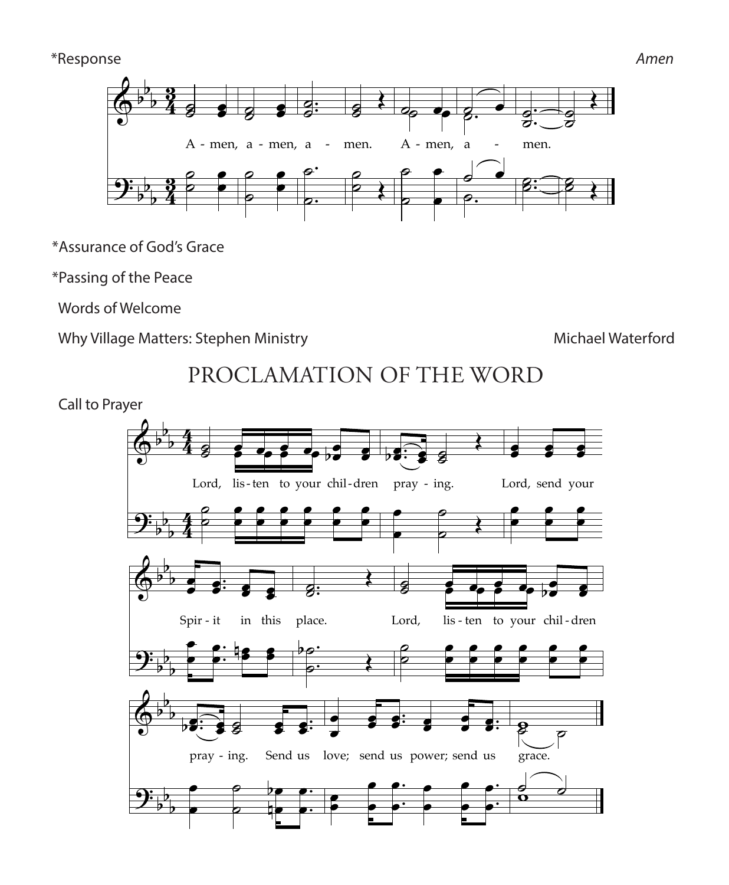*Response *Amen*

A - men, a - men, a - men. A - men, a - men.

*Assurance of God's Grace

*Passing of the Peace

Words of Welcome

Why Village Matters: Stephen Ministry Michael Waterford

# PROCLAMATION OF THE WORD

Call to Prayer

Lord, lis - ten to your chil - dren pray - ing. Lord, send your Spir - it in this place. Lord, lis - ten to your chil - dren pray - ing. Send us love; send us power; send us grace.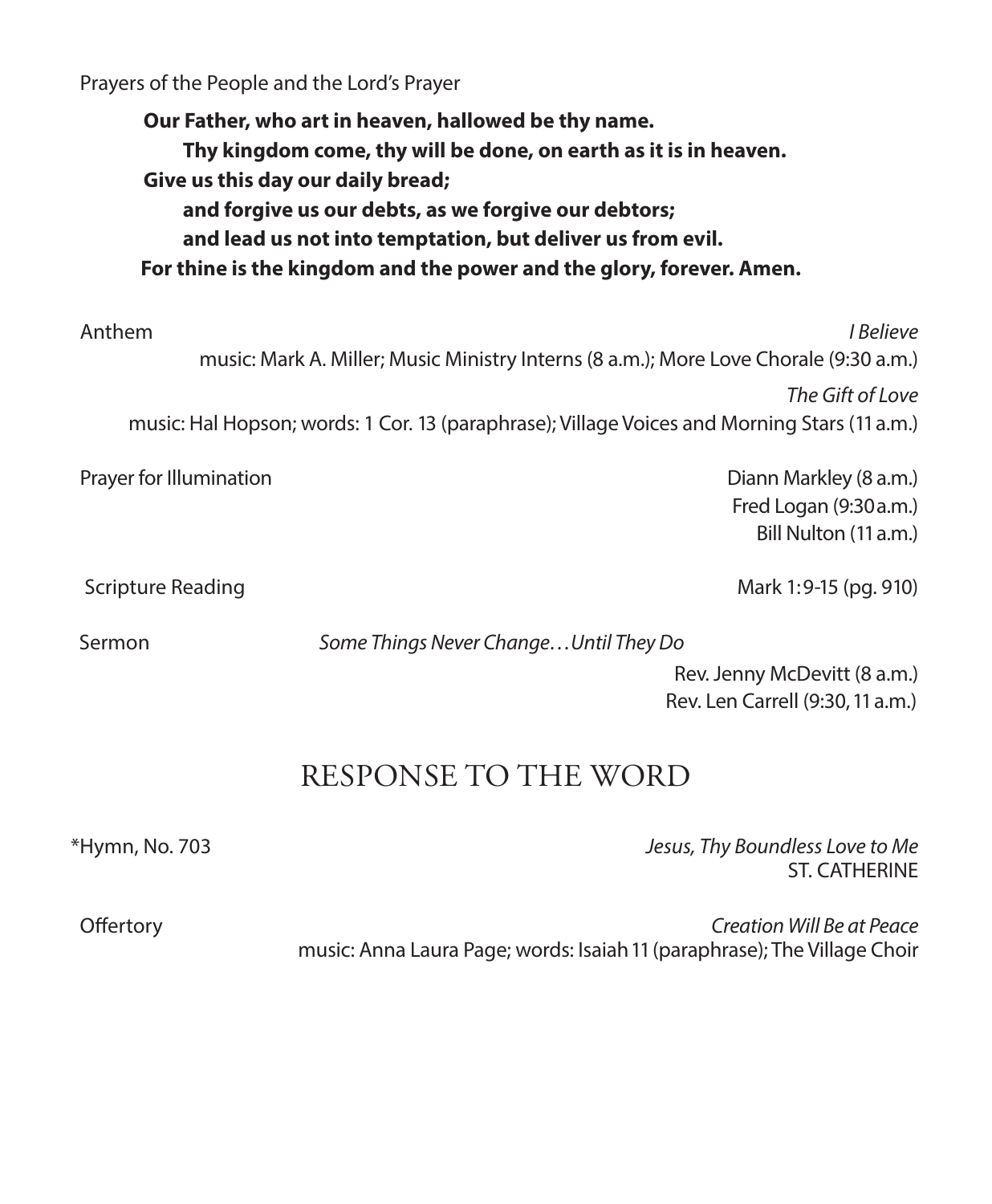Prayers of the People and the Lord's Prayer

**Our Father, who art in heaven, hallowed be thy name.**
**Thy kingdom come, thy will be done, on earth as it is in heaven.**
**Give us this day our daily bread;**
**and forgive us our debts, as we forgive our debtors;**
**and lead us not into temptation, but deliver us from evil.**
**For thine is the kingdom and the power and the glory, forever. Amen.**

Anthem *I Believe*
music: Mark A. Miller; Music Ministry Interns (8 a.m.); More Love Chorale (9:30 a.m.)

*The Gift of Love*
music: Hal Hopson; words: 1 Cor. 13 (paraphrase); Village Voices and Morning Stars (11 a.m.)

Prayer for Illumination
Diann Markley (8 a.m.)
Fred Logan (9:30 a.m.)
Bill Nulton (11 a.m.)

Scripture Reading Mark 1:9-15 (pg. 910)

Sermon *Some Things Never Change…Until They Do*
Rev. Jenny McDevitt (8 a.m.)
Rev. Len Carrell (9:30, 11 a.m.)

## RESPONSE TO THE WORD

*Hymn, No. 703 *Jesus, Thy Boundless Love to Me*
ST. CATHERINE

Offertory *Creation Will Be at Peace*
music: Anna Laura Page; words: Isaiah 11 (paraphrase); The Village Choir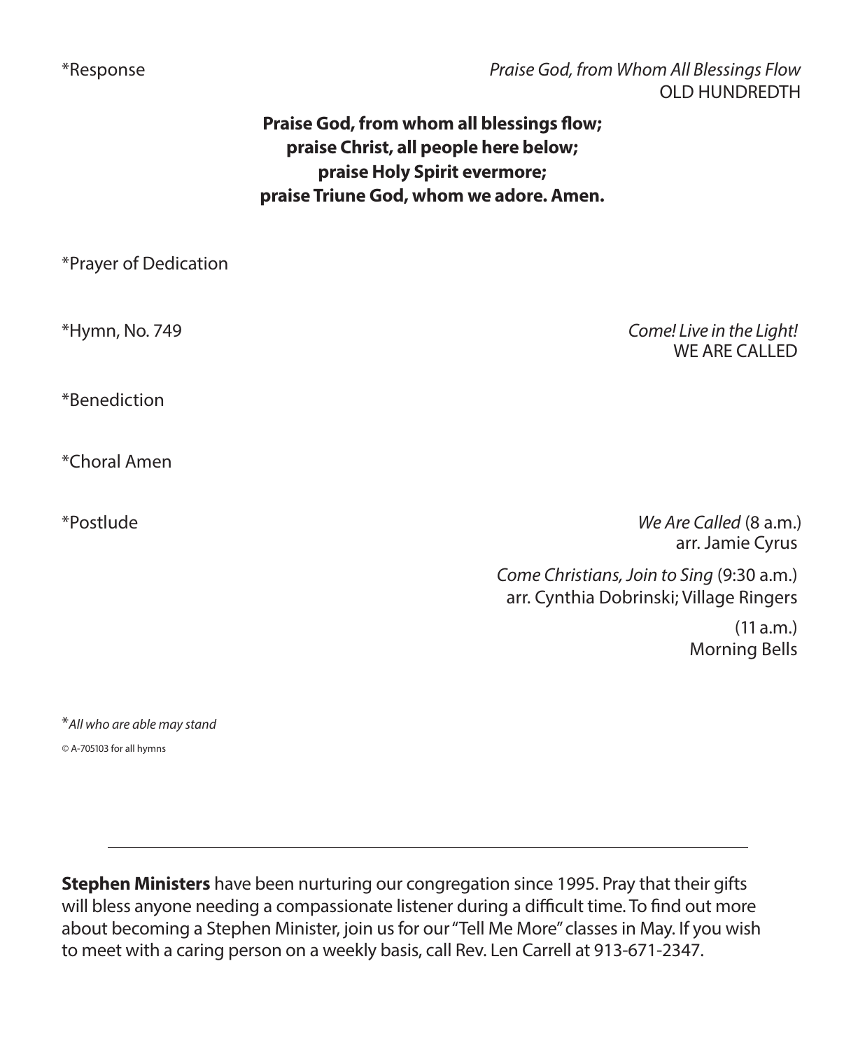*Response *Praise God, from Whom All Blessings Flow*
OLD HUNDREDTH

**Praise God, from whom all blessings flow;**
**praise Christ, all people here below;**
**praise Holy Spirit evermore;**
**praise Triune God, whom we adore. Amen.**

*Prayer of Dedication

*Hymn, No. 749 *Come! Live in the Light!*
WE ARE CALLED

*Benediction

*Choral Amen

*Postlude *We Are Called* (8 a.m.)
arr. Jamie Cyrus

*Come Christians, Join to Sing* (9:30 a.m.)
arr. Cynthia Dobrinski; Village Ringers

(11 a.m.)
Morning Bells

**All who are able may stand*

© A-705103 for all hymns

---

**Stephen Ministers** have been nurturing our congregation since 1995. Pray that their gifts will bless anyone needing a compassionate listener during a difficult time. To find out more about becoming a Stephen Minister, join us for our "Tell Me More" classes in May. If you wish to meet with a caring person on a weekly basis, call Rev. Len Carrell at 913-671-2347.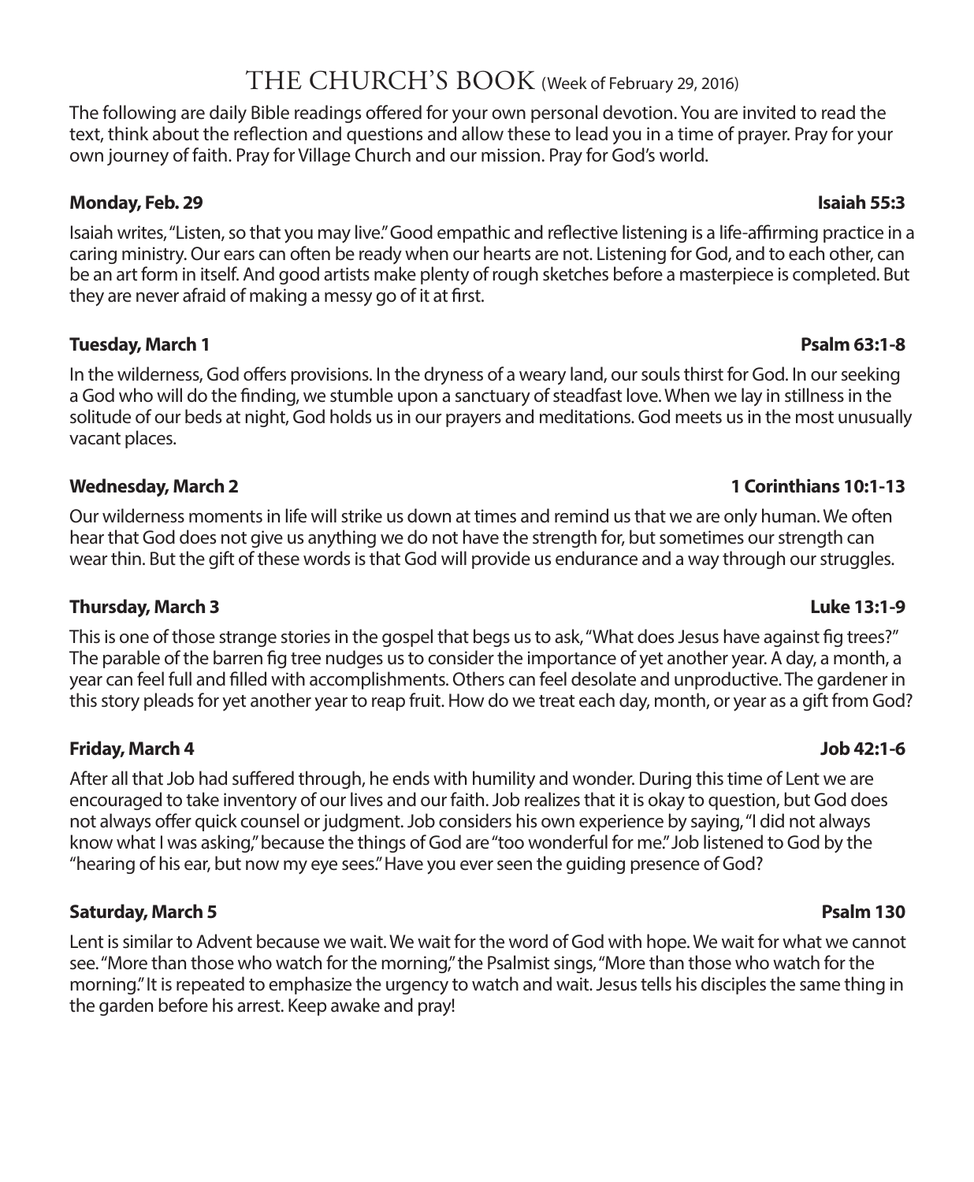# THE CHURCH'S BOOK (Week of February 29, 2016)

The following are daily Bible readings offered for your own personal devotion. You are invited to read the text, think about the reflection and questions and allow these to lead you in a time of prayer. Pray for your own journey of faith. Pray for Village Church and our mission. Pray for God's world.

### Monday, Feb. 29 — Isaiah 55:3

Isaiah writes, "Listen, so that you may live." Good empathic and reflective listening is a life-affirming practice in a caring ministry. Our ears can often be ready when our hearts are not. Listening for God, and to each other, can be an art form in itself. And good artists make plenty of rough sketches before a masterpiece is completed. But they are never afraid of making a messy go of it at first.

### Tuesday, March 1 — Psalm 63:1-8

In the wilderness, God offers provisions. In the dryness of a weary land, our souls thirst for God. In our seeking a God who will do the finding, we stumble upon a sanctuary of steadfast love. When we lay in stillness in the solitude of our beds at night, God holds us in our prayers and meditations. God meets us in the most unusually vacant places.

### Wednesday, March 2 — 1 Corinthians 10:1-13

Our wilderness moments in life will strike us down at times and remind us that we are only human. We often hear that God does not give us anything we do not have the strength for, but sometimes our strength can wear thin. But the gift of these words is that God will provide us endurance and a way through our struggles.

### Thursday, March 3 — Luke 13:1-9

This is one of those strange stories in the gospel that begs us to ask, "What does Jesus have against fig trees?" The parable of the barren fig tree nudges us to consider the importance of yet another year. A day, a month, a year can feel full and filled with accomplishments. Others can feel desolate and unproductive. The gardener in this story pleads for yet another year to reap fruit. How do we treat each day, month, or year as a gift from God?

### Friday, March 4 — Job 42:1-6

After all that Job had suffered through, he ends with humility and wonder. During this time of Lent we are encouraged to take inventory of our lives and our faith. Job realizes that it is okay to question, but God does not always offer quick counsel or judgment. Job considers his own experience by saying, "I did not always know what I was asking," because the things of God are "too wonderful for me." Job listened to God by the "hearing of his ear, but now my eye sees." Have you ever seen the guiding presence of God?

### Saturday, March 5 — Psalm 130

Lent is similar to Advent because we wait. We wait for the word of God with hope. We wait for what we cannot see. "More than those who watch for the morning," the Psalmist sings, "More than those who watch for the morning." It is repeated to emphasize the urgency to watch and wait. Jesus tells his disciples the same thing in the garden before his arrest. Keep awake and pray!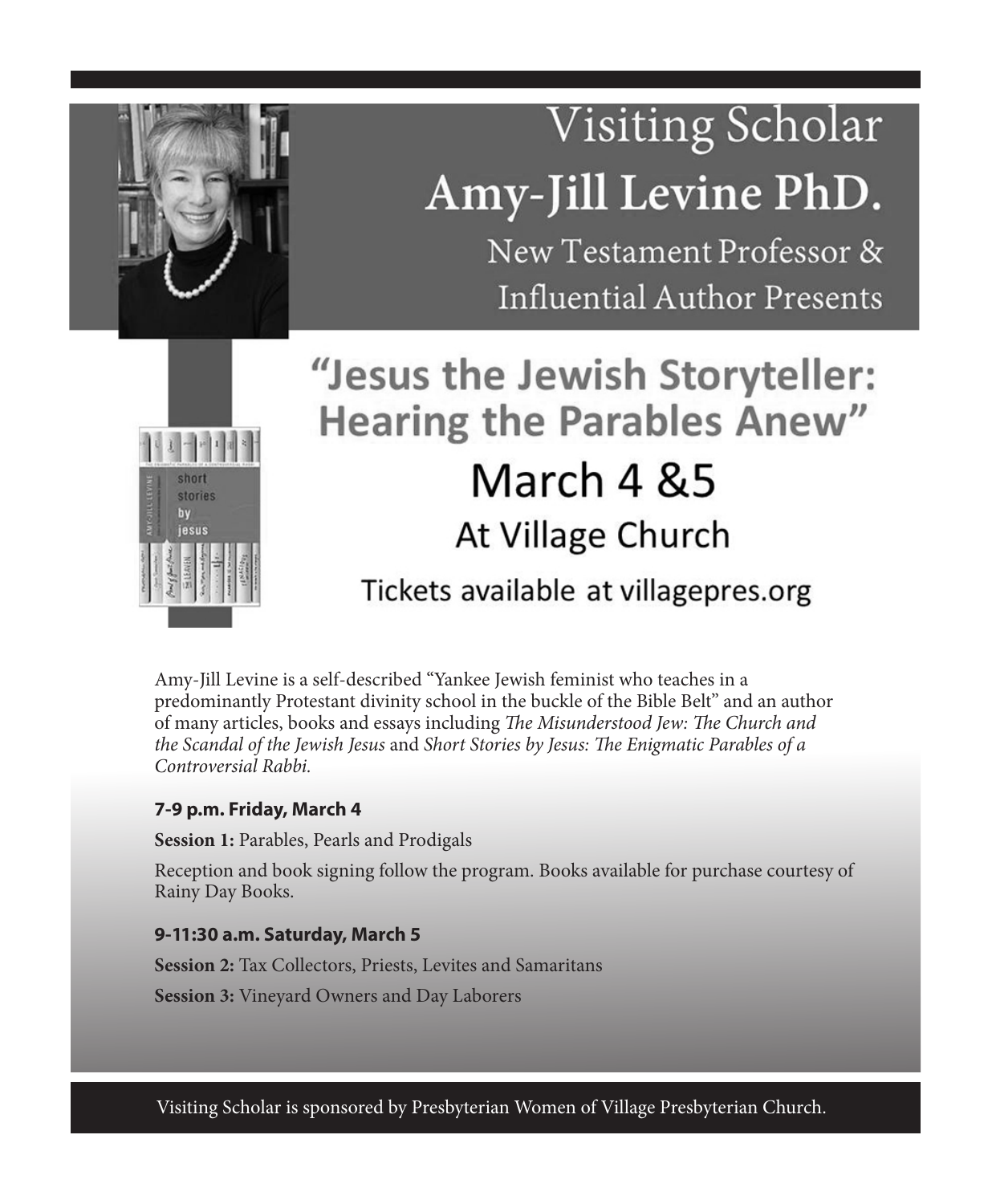# Visiting Scholar

## Amy-Jill Levine PhD.

New Testament Professor & Influential Author Presents

## "Jesus the Jewish Storyteller: Hearing the Parables Anew"

### March 4 &5

### At Village Church

Tickets available at villagepres.org

Amy-Jill Levine is a self-described "Yankee Jewish feminist who teaches in a predominantly Protestant divinity school in the buckle of the Bible Belt" and an author of many articles, books and essays including *The Misunderstood Jew: The Church and the Scandal of the Jewish Jesus* and *Short Stories by Jesus: The Enigmatic Parables of a Controversial Rabbi.*

**7-9 p.m. Friday, March 4**

**Session 1:** Parables, Pearls and Prodigals

Reception and book signing follow the program. Books available for purchase courtesy of Rainy Day Books.

**9-11:30 a.m. Saturday, March 5**

**Session 2:** Tax Collectors, Priests, Levites and Samaritans

**Session 3:** Vineyard Owners and Day Laborers

Visiting Scholar is sponsored by Presbyterian Women of Village Presbyterian Church.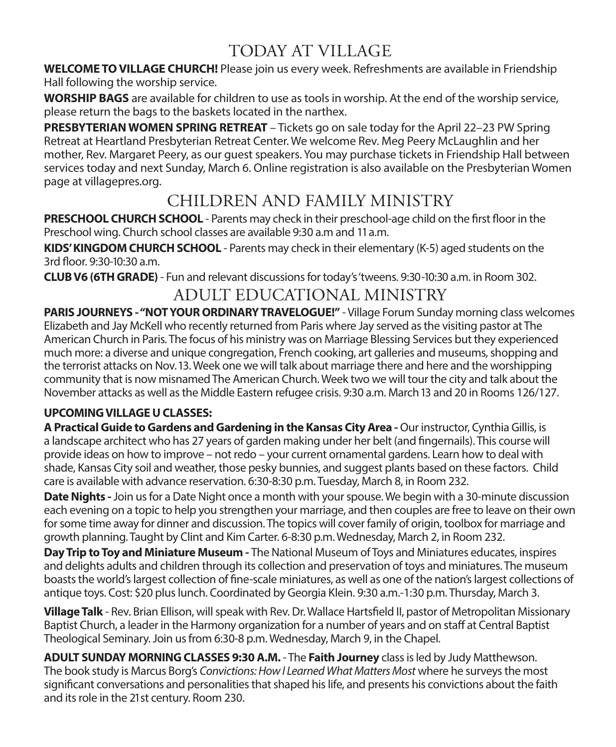# TODAY AT VILLAGE

**WELCOME TO VILLAGE CHURCH!** Please join us every week. Refreshments are available in Friendship Hall following the worship service.

**WORSHIP BAGS** are available for children to use as tools in worship. At the end of the worship service, please return the bags to the baskets located in the narthex.

**PRESBYTERIAN WOMEN SPRING RETREAT** – Tickets go on sale today for the April 22–23 PW Spring Retreat at Heartland Presbyterian Retreat Center. We welcome Rev. Meg Peery McLaughlin and her mother, Rev. Margaret Peery, as our guest speakers. You may purchase tickets in Friendship Hall between services today and next Sunday, March 6. Online registration is also available on the Presbyterian Women page at villagepres.org.

# CHILDREN AND FAMILY MINISTRY

**PRESCHOOL CHURCH SCHOOL** - Parents may check in their preschool-age child on the first floor in the Preschool wing. Church school classes are available 9:30 a.m and 11 a.m.

**KIDS' KINGDOM CHURCH SCHOOL** - Parents may check in their elementary (K-5) aged students on the 3rd floor. 9:30-10:30 a.m.

**CLUB V6 (6TH GRADE)** - Fun and relevant discussions for today's 'tweens. 9:30-10:30 a.m. in Room 302.

# ADULT EDUCATIONAL MINISTRY

**PARIS JOURNEYS - "NOT YOUR ORDINARY TRAVELOGUE!"** - Village Forum Sunday morning class welcomes Elizabeth and Jay McKell who recently returned from Paris where Jay served as the visiting pastor at The American Church in Paris. The focus of his ministry was on Marriage Blessing Services but they experienced much more: a diverse and unique congregation, French cooking, art galleries and museums, shopping and the terrorist attacks on Nov. 13. Week one we will talk about marriage there and here and the worshipping community that is now misnamed The American Church. Week two we will tour the city and talk about the November attacks as well as the Middle Eastern refugee crisis. 9:30 a.m. March 13 and 20 in Rooms 126/127.

**UPCOMING VILLAGE U CLASSES:**

**A Practical Guide to Gardens and Gardening in the Kansas City Area -** Our instructor, Cynthia Gillis, is a landscape architect who has 27 years of garden making under her belt (and fingernails). This course will provide ideas on how to improve – not redo – your current ornamental gardens. Learn how to deal with shade, Kansas City soil and weather, those pesky bunnies, and suggest plants based on these factors. Child care is available with advance reservation. 6:30-8:30 p.m. Tuesday, March 8, in Room 232.

**Date Nights -** Join us for a Date Night once a month with your spouse. We begin with a 30-minute discussion each evening on a topic to help you strengthen your marriage, and then couples are free to leave on their own for some time away for dinner and discussion. The topics will cover family of origin, toolbox for marriage and growth planning. Taught by Clint and Kim Carter. 6-8:30 p.m. Wednesday, March 2, in Room 232.

**Day Trip to Toy and Miniature Museum -** The National Museum of Toys and Miniatures educates, inspires and delights adults and children through its collection and preservation of toys and miniatures. The museum boasts the world's largest collection of fine-scale miniatures, as well as one of the nation's largest collections of antique toys. Cost: $20 plus lunch. Coordinated by Georgia Klein. 9:30 a.m.-1:30 p.m. Thursday, March 3.

**Village Talk** - Rev. Brian Ellison, will speak with Rev. Dr. Wallace Hartsfield II, pastor of Metropolitan Missionary Baptist Church, a leader in the Harmony organization for a number of years and on staff at Central Baptist Theological Seminary. Join us from 6:30-8 p.m. Wednesday, March 9, in the Chapel.

**ADULT SUNDAY MORNING CLASSES 9:30 A.M.** - The **Faith Journey** class is led by Judy Matthewson. The book study is Marcus Borg's *Convictions: How I Learned What Matters Most* where he surveys the most significant conversations and personalities that shaped his life, and presents his convictions about the faith and its role in the 21st century. Room 230.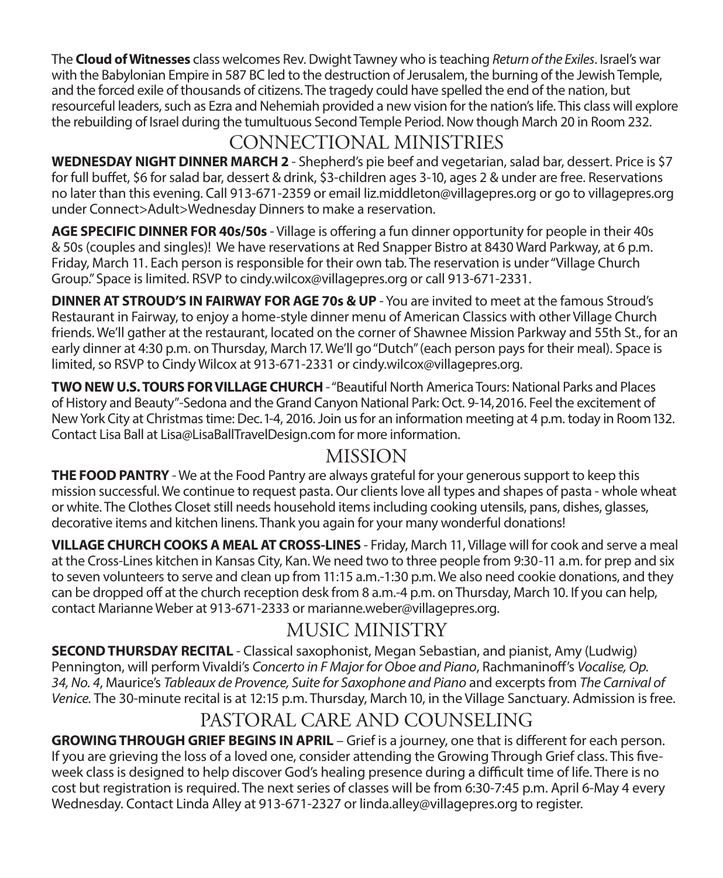The **Cloud of Witnesses** class welcomes Rev. Dwight Tawney who is teaching *Return of the Exiles*. Israel's war with the Babylonian Empire in 587 BC led to the destruction of Jerusalem, the burning of the Jewish Temple, and the forced exile of thousands of citizens. The tragedy could have spelled the end of the nation, but resourceful leaders, such as Ezra and Nehemiah provided a new vision for the nation's life. This class will explore the rebuilding of Israel during the tumultuous Second Temple Period. Now though March 20 in Room 232.

## CONNECTIONAL MINISTRIES

**WEDNESDAY NIGHT DINNER MARCH 2** - Shepherd's pie beef and vegetarian, salad bar, dessert. Price is $7 for full buffet, $6 for salad bar, dessert & drink, $3-children ages 3-10, ages 2 & under are free. Reservations no later than this evening. Call 913-671-2359 or email liz.middleton@villagepres.org or go to villagepres.org under Connect>Adult>Wednesday Dinners to make a reservation.

**AGE SPECIFIC DINNER FOR 40s/50s** - Village is offering a fun dinner opportunity for people in their 40s & 50s (couples and singles)! We have reservations at Red Snapper Bistro at 8430 Ward Parkway, at 6 p.m. Friday, March 11. Each person is responsible for their own tab. The reservation is under "Village Church Group." Space is limited. RSVP to cindy.wilcox@villagepres.org or call 913-671-2331.

**DINNER AT STROUD'S IN FAIRWAY FOR AGE 70s & UP** - You are invited to meet at the famous Stroud's Restaurant in Fairway, to enjoy a home-style dinner menu of American Classics with other Village Church friends. We'll gather at the restaurant, located on the corner of Shawnee Mission Parkway and 55th St., for an early dinner at 4:30 p.m. on Thursday, March 17. We'll go "Dutch" (each person pays for their meal). Space is limited, so RSVP to Cindy Wilcox at 913-671-2331 or cindy.wilcox@villagepres.org.

**TWO NEW U.S. TOURS FOR VILLAGE CHURCH** - "Beautiful North America Tours: National Parks and Places of History and Beauty"-Sedona and the Grand Canyon National Park: Oct. 9-14, 2016. Feel the excitement of New York City at Christmas time: Dec. 1-4, 2016. Join us for an information meeting at 4 p.m. today in Room 132. Contact Lisa Ball at Lisa@LisaBallTravelDesign.com for more information.

## MISSION

**THE FOOD PANTRY** - We at the Food Pantry are always grateful for your generous support to keep this mission successful. We continue to request pasta. Our clients love all types and shapes of pasta - whole wheat or white. The Clothes Closet still needs household items including cooking utensils, pans, dishes, glasses, decorative items and kitchen linens. Thank you again for your many wonderful donations!

**VILLAGE CHURCH COOKS A MEAL AT CROSS-LINES** - Friday, March 11, Village will for cook and serve a meal at the Cross-Lines kitchen in Kansas City, Kan. We need two to three people from 9:30-11 a.m. for prep and six to seven volunteers to serve and clean up from 11:15 a.m.-1:30 p.m. We also need cookie donations, and they can be dropped off at the church reception desk from 8 a.m.-4 p.m. on Thursday, March 10. If you can help, contact Marianne Weber at 913-671-2333 or marianne.weber@villagepres.org.

## MUSIC MINISTRY

**SECOND THURSDAY RECITAL** - Classical saxophonist, Megan Sebastian, and pianist, Amy (Ludwig) Pennington, will perform Vivaldi's *Concerto in F Major for Oboe and Piano*, Rachmaninoff's *Vocalise, Op. 34, No. 4*, Maurice's *Tableaux de Provence, Suite for Saxophone and Piano* and excerpts from *The Carnival of Venice*. The 30-minute recital is at 12:15 p.m. Thursday, March 10, in the Village Sanctuary. Admission is free.

## PASTORAL CARE AND COUNSELING

**GROWING THROUGH GRIEF BEGINS IN APRIL** – Grief is a journey, one that is different for each person. If you are grieving the loss of a loved one, consider attending the Growing Through Grief class. This five-week class is designed to help discover God's healing presence during a difficult time of life. There is no cost but registration is required. The next series of classes will be from 6:30-7:45 p.m. April 6-May 4 every Wednesday. Contact Linda Alley at 913-671-2327 or linda.alley@villagepres.org to register.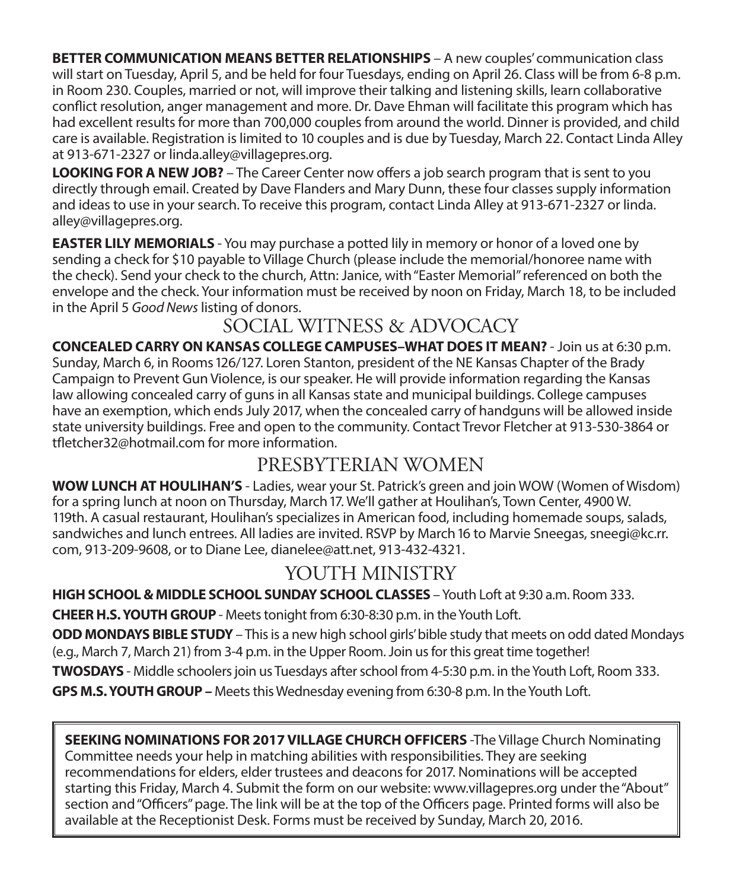**BETTER COMMUNICATION MEANS BETTER RELATIONSHIPS** – A new couples' communication class will start on Tuesday, April 5, and be held for four Tuesdays, ending on April 26. Class will be from 6-8 p.m. in Room 230. Couples, married or not, will improve their talking and listening skills, learn collaborative conflict resolution, anger management and more. Dr. Dave Ehman will facilitate this program which has had excellent results for more than 700,000 couples from around the world. Dinner is provided, and child care is available. Registration is limited to 10 couples and is due by Tuesday, March 22. Contact Linda Alley at 913-671-2327 or linda.alley@villagepres.org.

**LOOKING FOR A NEW JOB?** – The Career Center now offers a job search program that is sent to you directly through email. Created by Dave Flanders and Mary Dunn, these four classes supply information and ideas to use in your search. To receive this program, contact Linda Alley at 913-671-2327 or linda.alley@villagepres.org.

**EASTER LILY MEMORIALS** - You may purchase a potted lily in memory or honor of a loved one by sending a check for $10 payable to Village Church (please include the memorial/honoree name with the check). Send your check to the church, Attn: Janice, with "Easter Memorial" referenced on both the envelope and the check. Your information must be received by noon on Friday, March 18, to be included in the April 5 *Good News* listing of donors.

## SOCIAL WITNESS & ADVOCACY

**CONCEALED CARRY ON KANSAS COLLEGE CAMPUSES–WHAT DOES IT MEAN?** - Join us at 6:30 p.m. Sunday, March 6, in Rooms 126/127. Loren Stanton, president of the NE Kansas Chapter of the Brady Campaign to Prevent Gun Violence, is our speaker. He will provide information regarding the Kansas law allowing concealed carry of guns in all Kansas state and municipal buildings. College campuses have an exemption, which ends July 2017, when the concealed carry of handguns will be allowed inside state university buildings. Free and open to the community. Contact Trevor Fletcher at 913-530-3864 or tfletcher32@hotmail.com for more information.

## PRESBYTERIAN WOMEN

**WOW LUNCH AT HOULIHAN'S** - Ladies, wear your St. Patrick's green and join WOW (Women of Wisdom) for a spring lunch at noon on Thursday, March 17. We'll gather at Houlihan's, Town Center, 4900 W. 119th. A casual restaurant, Houlihan's specializes in American food, including homemade soups, salads, sandwiches and lunch entrees. All ladies are invited. RSVP by March 16 to Marvie Sneegas, sneegi@kc.rr.com, 913-209-9608, or to Diane Lee, dianelee@att.net, 913-432-4321.

## YOUTH MINISTRY

**HIGH SCHOOL & MIDDLE SCHOOL SUNDAY SCHOOL CLASSES** – Youth Loft at 9:30 a.m. Room 333.

**CHEER H.S. YOUTH GROUP** - Meets tonight from 6:30-8:30 p.m. in the Youth Loft.

**ODD MONDAYS BIBLE STUDY** – This is a new high school girls' bible study that meets on odd dated Mondays (e.g., March 7, March 21) from 3-4 p.m. in the Upper Room. Join us for this great time together!

**TWOSDAYS** - Middle schoolers join us Tuesdays after school from 4-5:30 p.m. in the Youth Loft, Room 333.

**GPS M.S. YOUTH GROUP –** Meets this Wednesday evening from 6:30-8 p.m. In the Youth Loft.

**SEEKING NOMINATIONS FOR 2017 VILLAGE CHURCH OFFICERS** -The Village Church Nominating Committee needs your help in matching abilities with responsibilities. They are seeking recommendations for elders, elder trustees and deacons for 2017. Nominations will be accepted starting this Friday, March 4. Submit the form on our website: www.villagepres.org under the "About" section and "Officers" page. The link will be at the top of the Officers page. Printed forms will also be available at the Receptionist Desk. Forms must be received by Sunday, March 20, 2016.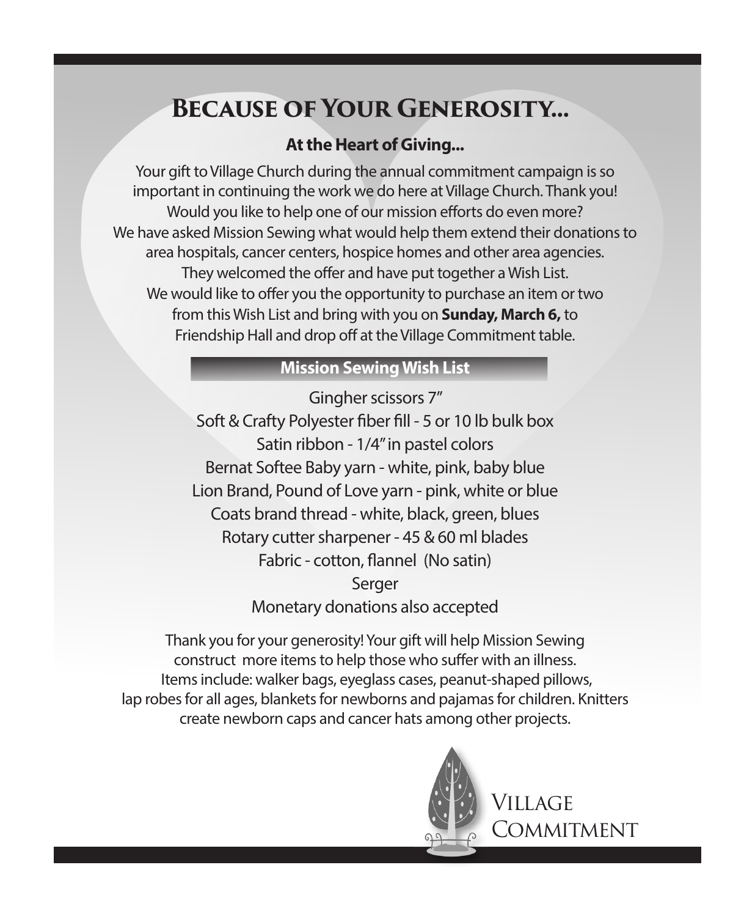# Because of Your Generosity...

### At the Heart of Giving...

Your gift to Village Church during the annual commitment campaign is so important in continuing the work we do here at Village Church. Thank you! Would you like to help one of our mission efforts do even more? We have asked Mission Sewing what would help them extend their donations to area hospitals, cancer centers, hospice homes and other area agencies. They welcomed the offer and have put together a Wish List. We would like to offer you the opportunity to purchase an item or two from this Wish List and bring with you on **Sunday, March 6,** to Friendship Hall and drop off at the Village Commitment table.

### Mission Sewing Wish List

Gingher scissors 7"
Soft & Crafty Polyester fiber fill - 5 or 10 lb bulk box
Satin ribbon - 1/4" in pastel colors
Bernat Softee Baby yarn - white, pink, baby blue
Lion Brand, Pound of Love yarn - pink, white or blue
Coats brand thread - white, black, green, blues
Rotary cutter sharpener - 45 & 60 ml blades
Fabric - cotton, flannel (No satin)
Serger
Monetary donations also accepted

Thank you for your generosity! Your gift will help Mission Sewing construct more items to help those who suffer with an illness. Items include: walker bags, eyeglass cases, peanut-shaped pillows, lap robes for all ages, blankets for newborns and pajamas for children. Knitters create newborn caps and cancer hats among other projects.

Village Commitment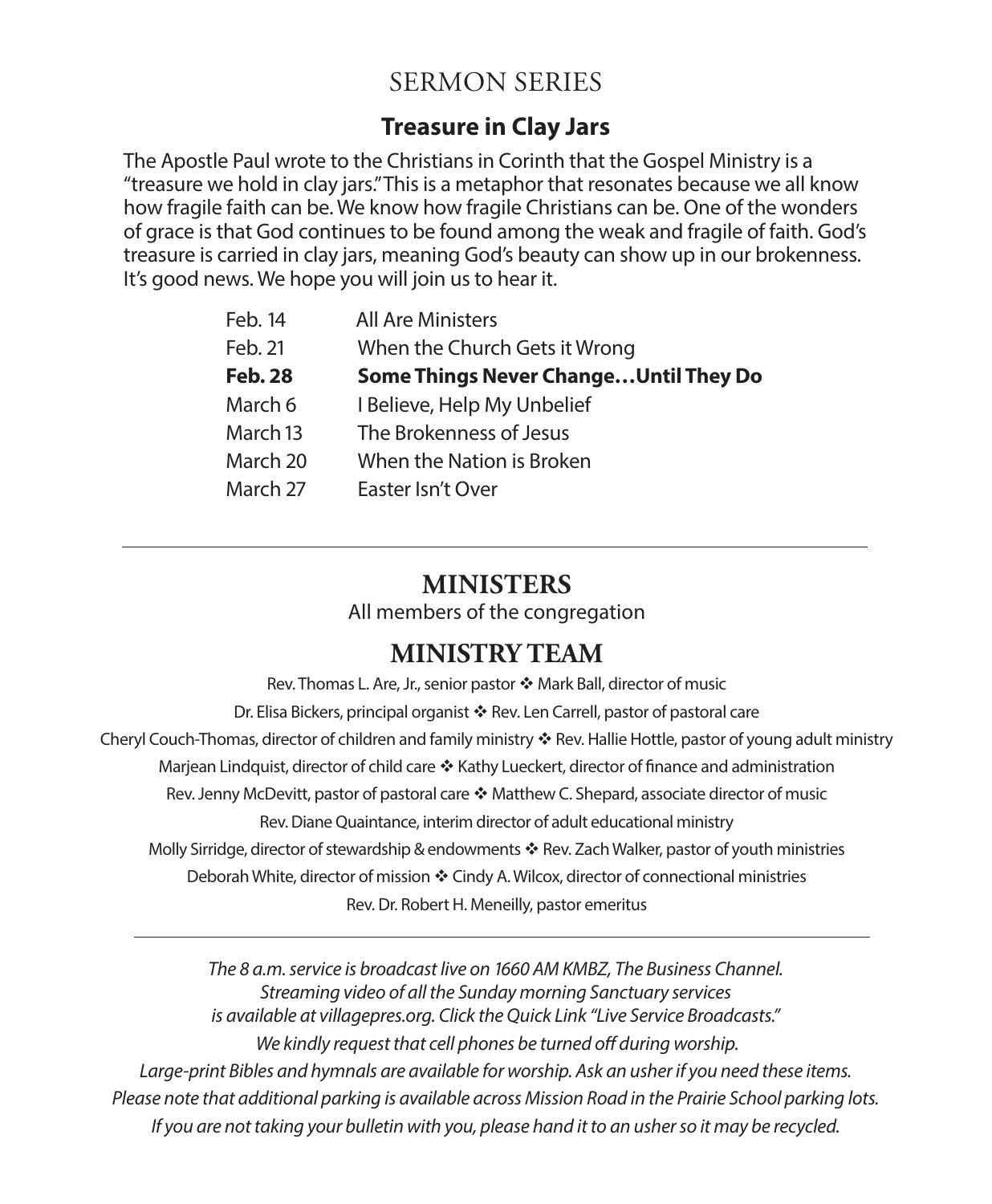# SERMON SERIES

## Treasure in Clay Jars

The Apostle Paul wrote to the Christians in Corinth that the Gospel Ministry is a "treasure we hold in clay jars." This is a metaphor that resonates because we all know how fragile faith can be. We know how fragile Christians can be. One of the wonders of grace is that God continues to be found among the weak and fragile of faith. God's treasure is carried in clay jars, meaning God's beauty can show up in our brokenness. It's good news. We hope you will join us to hear it.

| | |
|---|---|
| Feb. 14 | All Are Ministers |
| Feb. 21 | When the Church Gets it Wrong |
| **Feb. 28** | **Some Things Never Change…Until They Do** |
| March 6 | I Believe, Help My Unbelief |
| March 13 | The Brokenness of Jesus |
| March 20 | When the Nation is Broken |
| March 27 | Easter Isn't Over |

---

## MINISTERS

All members of the congregation

## MINISTRY TEAM

Rev. Thomas L. Are, Jr., senior pastor ❖ Mark Ball, director of music

Dr. Elisa Bickers, principal organist ❖ Rev. Len Carrell, pastor of pastoral care

Cheryl Couch-Thomas, director of children and family ministry ❖ Rev. Hallie Hottle, pastor of young adult ministry

Marjean Lindquist, director of child care ❖ Kathy Lueckert, director of finance and administration

Rev. Jenny McDevitt, pastor of pastoral care ❖ Matthew C. Shepard, associate director of music

Rev. Diane Quaintance, interim director of adult educational ministry

Molly Sirridge, director of stewardship & endowments ❖ Rev. Zach Walker, pastor of youth ministries

Deborah White, director of mission ❖ Cindy A. Wilcox, director of connectional ministries

Rev. Dr. Robert H. Meneilly, pastor emeritus

---

*The 8 a.m. service is broadcast live on 1660 AM KMBZ, The Business Channel.*
*Streaming video of all the Sunday morning Sanctuary services*
*is available at villagepres.org. Click the Quick Link "Live Service Broadcasts."*

*We kindly request that cell phones be turned off during worship.*

*Large-print Bibles and hymnals are available for worship. Ask an usher if you need these items.*

*Please note that additional parking is available across Mission Road in the Prairie School parking lots.*

*If you are not taking your bulletin with you, please hand it to an usher so it may be recycled.*